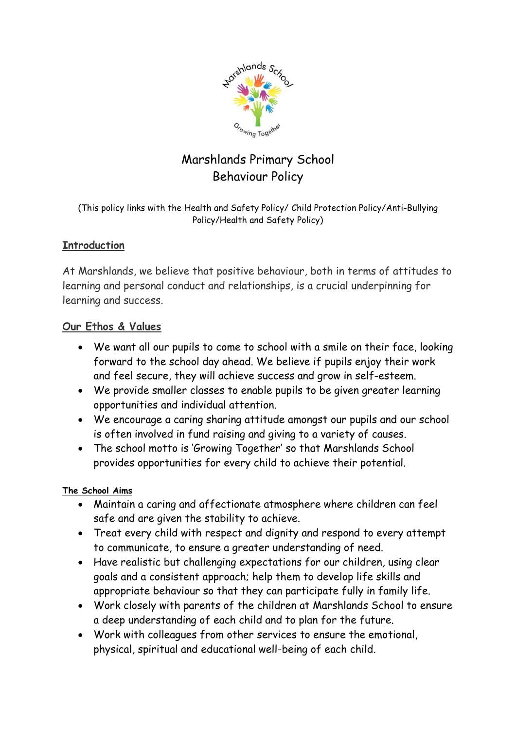# Marshlands Primary School
# Behaviour Policy

(This policy links with the Health and Safety Policy/ Child Protection Policy/Anti-Bullying Policy/Health and Safety Policy)

## Introduction

At Marshlands, we believe that positive behaviour, both in terms of attitudes to learning and personal conduct and relationships, is a crucial underpinning for learning and success.

## Our Ethos & Values

- We want all our pupils to come to school with a smile on their face, looking forward to the school day ahead. We believe if pupils enjoy their work and feel secure, they will achieve success and grow in self-esteem.
- We provide smaller classes to enable pupils to be given greater learning opportunities and individual attention.
- We encourage a caring sharing attitude amongst our pupils and our school is often involved in fund raising and giving to a variety of causes.
- The school motto is 'Growing Together' so that Marshlands School provides opportunities for every child to achieve their potential.

### The School Aims

- Maintain a caring and affectionate atmosphere where children can feel safe and are given the stability to achieve.
- Treat every child with respect and dignity and respond to every attempt to communicate, to ensure a greater understanding of need.
- Have realistic but challenging expectations for our children, using clear goals and a consistent approach; help them to develop life skills and appropriate behaviour so that they can participate fully in family life.
- Work closely with parents of the children at Marshlands School to ensure a deep understanding of each child and to plan for the future.
- Work with colleagues from other services to ensure the emotional, physical, spiritual and educational well-being of each child.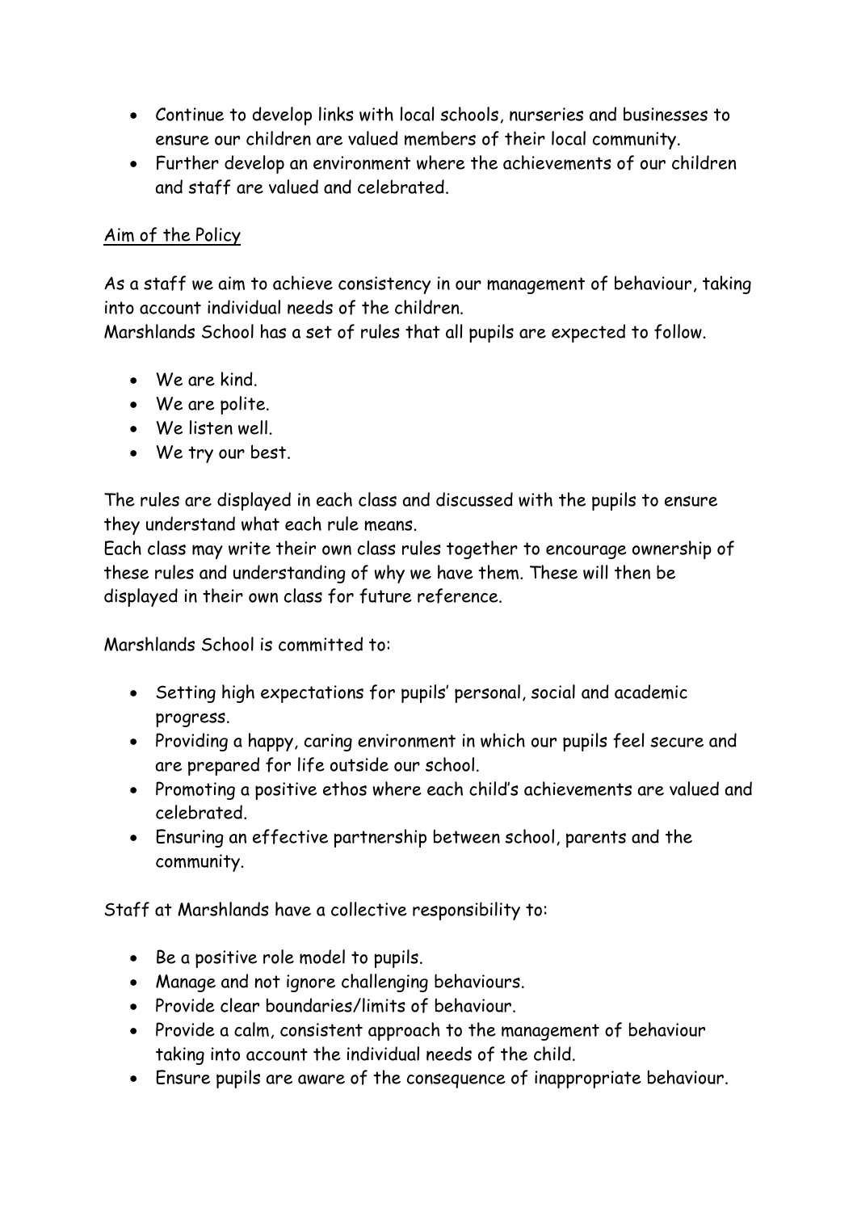- Continue to develop links with local schools, nurseries and businesses to ensure our children are valued members of their local community.
- Further develop an environment where the achievements of our children and staff are valued and celebrated.

## Aim of the Policy

As a staff we aim to achieve consistency in our management of behaviour, taking into account individual needs of the children.
Marshlands School has a set of rules that all pupils are expected to follow.

- We are kind.
- We are polite.
- We listen well.
- We try our best.

The rules are displayed in each class and discussed with the pupils to ensure they understand what each rule means.
Each class may write their own class rules together to encourage ownership of these rules and understanding of why we have them. These will then be displayed in their own class for future reference.

Marshlands School is committed to:

- Setting high expectations for pupils' personal, social and academic progress.
- Providing a happy, caring environment in which our pupils feel secure and are prepared for life outside our school.
- Promoting a positive ethos where each child's achievements are valued and celebrated.
- Ensuring an effective partnership between school, parents and the community.

Staff at Marshlands have a collective responsibility to:

- Be a positive role model to pupils.
- Manage and not ignore challenging behaviours.
- Provide clear boundaries/limits of behaviour.
- Provide a calm, consistent approach to the management of behaviour taking into account the individual needs of the child.
- Ensure pupils are aware of the consequence of inappropriate behaviour.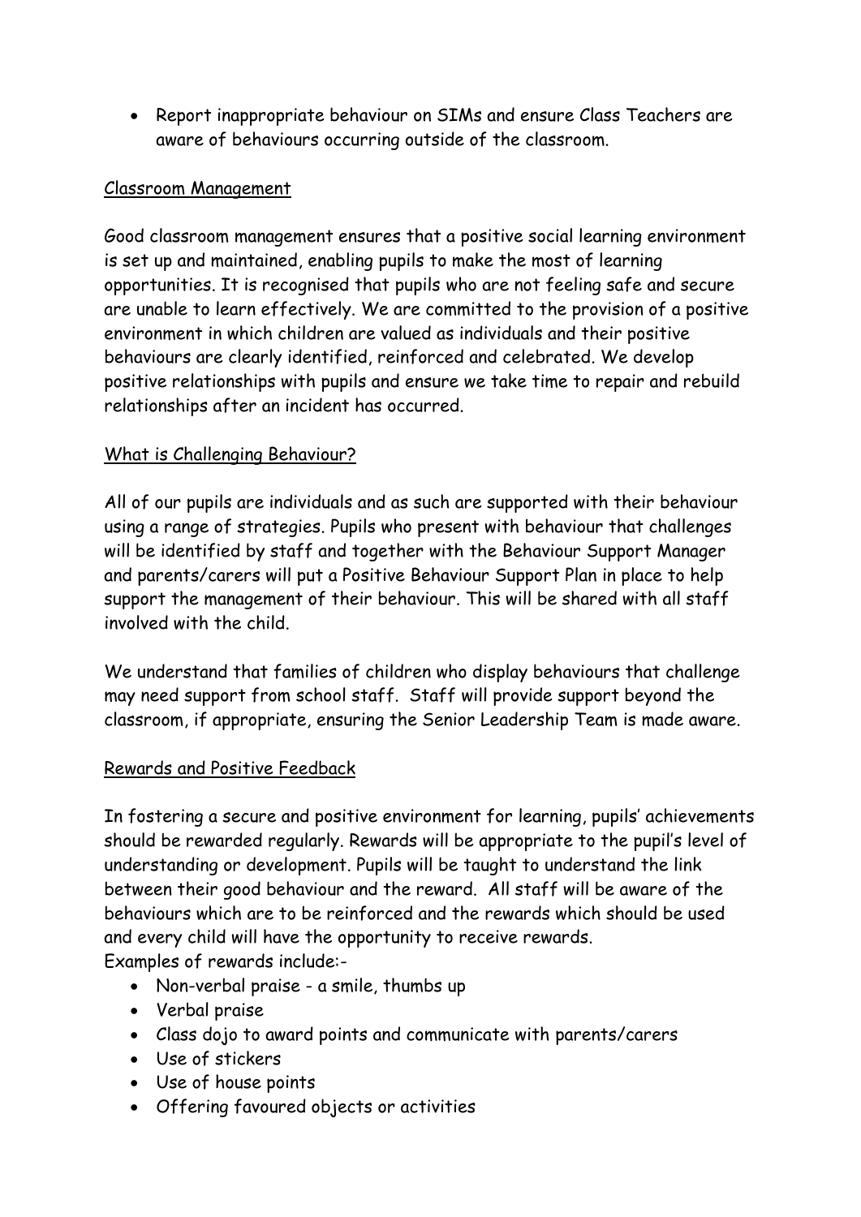- Report inappropriate behaviour on SIMs and ensure Class Teachers are aware of behaviours occurring outside of the classroom.

## Classroom Management

Good classroom management ensures that a positive social learning environment is set up and maintained, enabling pupils to make the most of learning opportunities. It is recognised that pupils who are not feeling safe and secure are unable to learn effectively. We are committed to the provision of a positive environment in which children are valued as individuals and their positive behaviours are clearly identified, reinforced and celebrated. We develop positive relationships with pupils and ensure we take time to repair and rebuild relationships after an incident has occurred.

## What is Challenging Behaviour?

All of our pupils are individuals and as such are supported with their behaviour using a range of strategies. Pupils who present with behaviour that challenges will be identified by staff and together with the Behaviour Support Manager and parents/carers will put a Positive Behaviour Support Plan in place to help support the management of their behaviour. This will be shared with all staff involved with the child.

We understand that families of children who display behaviours that challenge may need support from school staff. Staff will provide support beyond the classroom, if appropriate, ensuring the Senior Leadership Team is made aware.

## Rewards and Positive Feedback

In fostering a secure and positive environment for learning, pupils' achievements should be rewarded regularly. Rewards will be appropriate to the pupil's level of understanding or development. Pupils will be taught to understand the link between their good behaviour and the reward. All staff will be aware of the behaviours which are to be reinforced and the rewards which should be used and every child will have the opportunity to receive rewards.
Examples of rewards include:-

- Non-verbal praise - a smile, thumbs up
- Verbal praise
- Class dojo to award points and communicate with parents/carers
- Use of stickers
- Use of house points
- Offering favoured objects or activities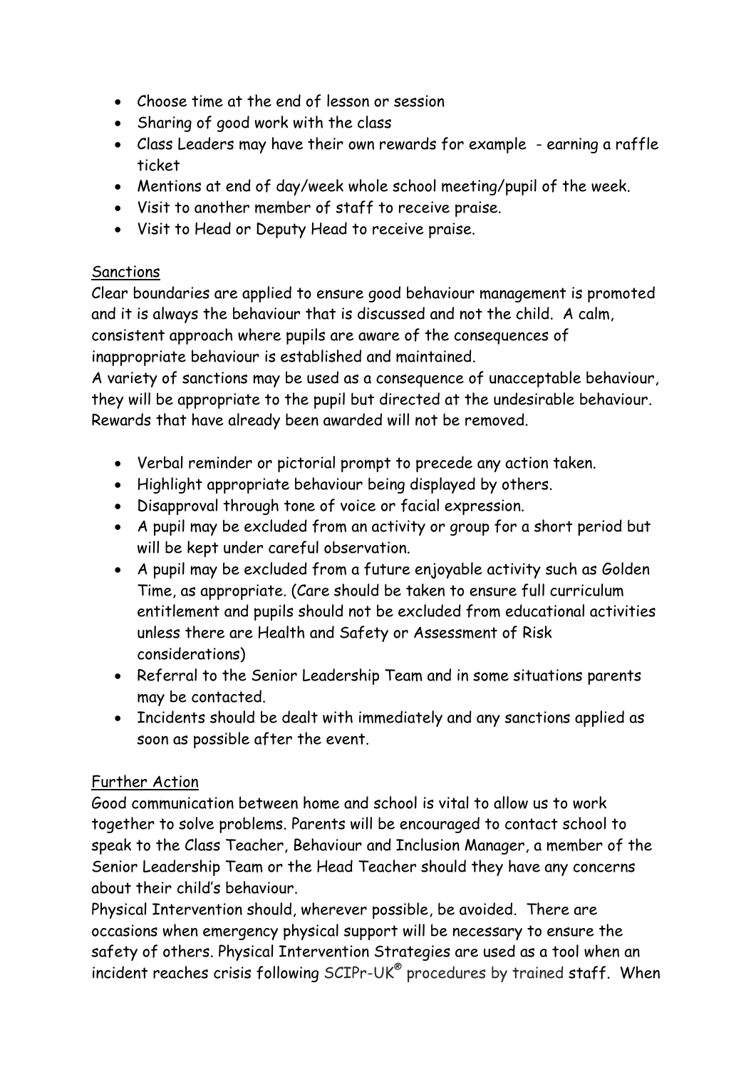- Choose time at the end of lesson or session
- Sharing of good work with the class
- Class Leaders may have their own rewards for example  - earning a raffle ticket
- Mentions at end of day/week whole school meeting/pupil of the week.
- Visit to another member of staff to receive praise.
- Visit to Head or Deputy Head to receive praise.

Sanctions

Clear boundaries are applied to ensure good behaviour management is promoted and it is always the behaviour that is discussed and not the child.  A calm, consistent approach where pupils are aware of the consequences of inappropriate behaviour is established and maintained.
A variety of sanctions may be used as a consequence of unacceptable behaviour, they will be appropriate to the pupil but directed at the undesirable behaviour. Rewards that have already been awarded will not be removed.

- Verbal reminder or pictorial prompt to precede any action taken.
- Highlight appropriate behaviour being displayed by others.
- Disapproval through tone of voice or facial expression.
- A pupil may be excluded from an activity or group for a short period but will be kept under careful observation.
- A pupil may be excluded from a future enjoyable activity such as Golden Time, as appropriate. (Care should be taken to ensure full curriculum entitlement and pupils should not be excluded from educational activities unless there are Health and Safety or Assessment of Risk considerations)
- Referral to the Senior Leadership Team and in some situations parents may be contacted.
- Incidents should be dealt with immediately and any sanctions applied as soon as possible after the event.

Further Action

Good communication between home and school is vital to allow us to work together to solve problems. Parents will be encouraged to contact school to speak to the Class Teacher, Behaviour and Inclusion Manager, a member of the Senior Leadership Team or the Head Teacher should they have any concerns about their child's behaviour.
Physical Intervention should, wherever possible, be avoided.  There are occasions when emergency physical support will be necessary to ensure the safety of others. Physical Intervention Strategies are used as a tool when an incident reaches crisis following SCIPr-UK® procedures by trained staff.  When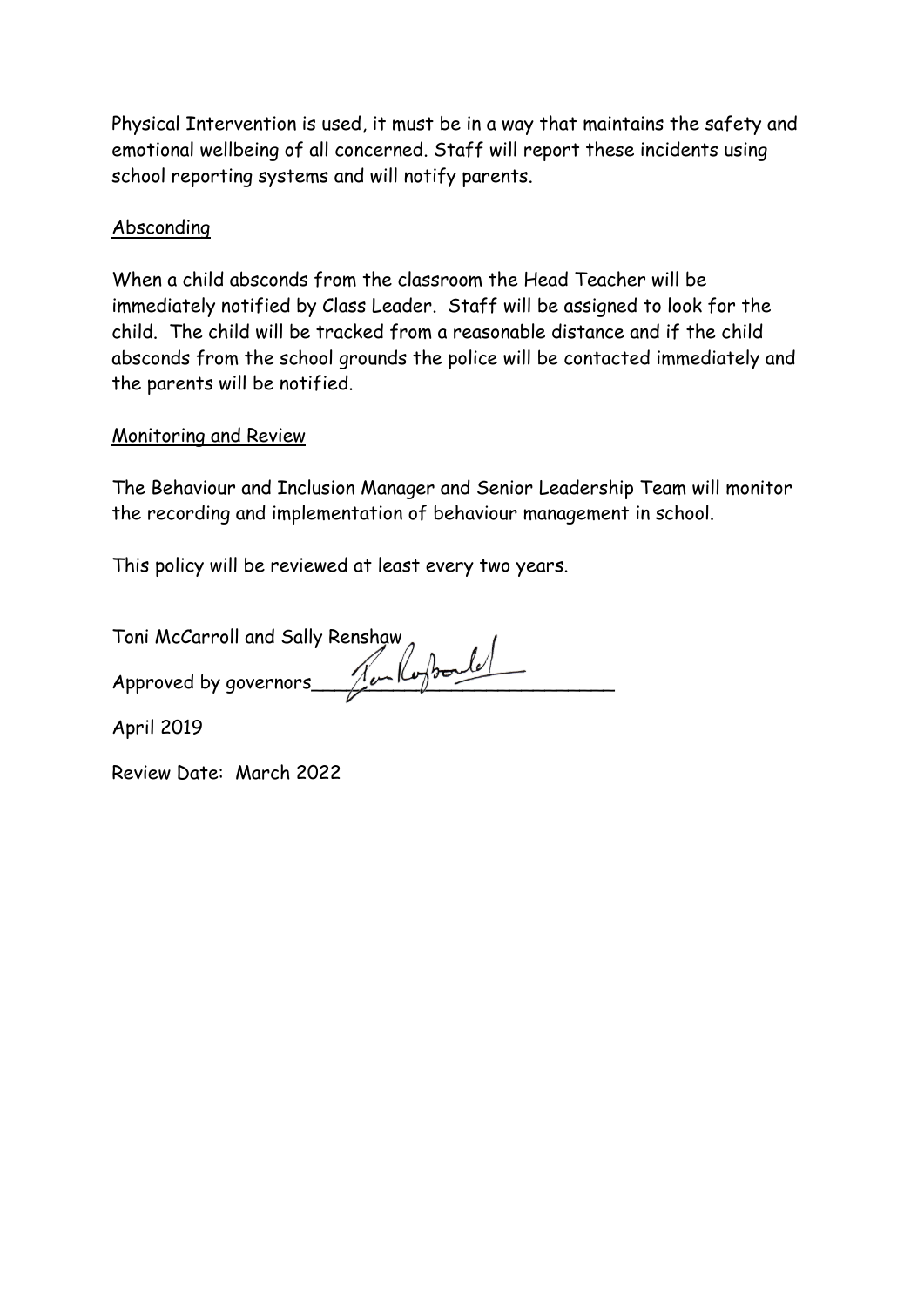Physical Intervention is used, it must be in a way that maintains the safety and emotional wellbeing of all concerned. Staff will report these incidents using school reporting systems and will notify parents.

## Absconding

When a child absconds from the classroom the Head Teacher will be immediately notified by Class Leader. Staff will be assigned to look for the child. The child will be tracked from a reasonable distance and if the child absconds from the school grounds the police will be contacted immediately and the parents will be notified.

## Monitoring and Review

The Behaviour and Inclusion Manager and Senior Leadership Team will monitor the recording and implementation of behaviour management in school.

This policy will be reviewed at least every two years.

Toni McCarroll and Sally Renshaw

Approved by governors___________________________

April 2019

Review Date: March 2022